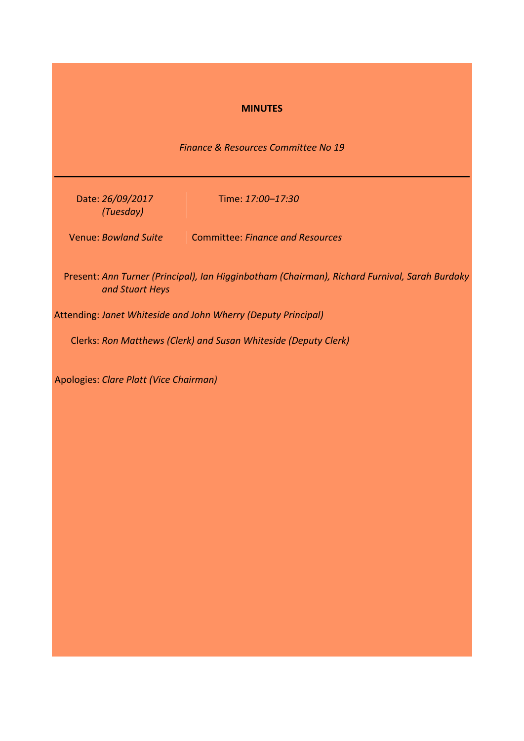# MINUTES

*Finance & Resources Committee No 19*

---

Date: *26/09/2017 (Tuesday)*

Time: *17:00–17:30*

Venue: *Bowland Suite*

Committee: *Finance and Resources*

Present: *Ann Turner (Principal), Ian Higginbotham (Chairman), Richard Furnival, Sarah Burdaky and Stuart Heys*

Attending: *Janet Whiteside and John Wherry (Deputy Principal)*

Clerks: *Ron Matthews (Clerk) and Susan Whiteside (Deputy Clerk)*

Apologies: *Clare Platt (Vice Chairman)*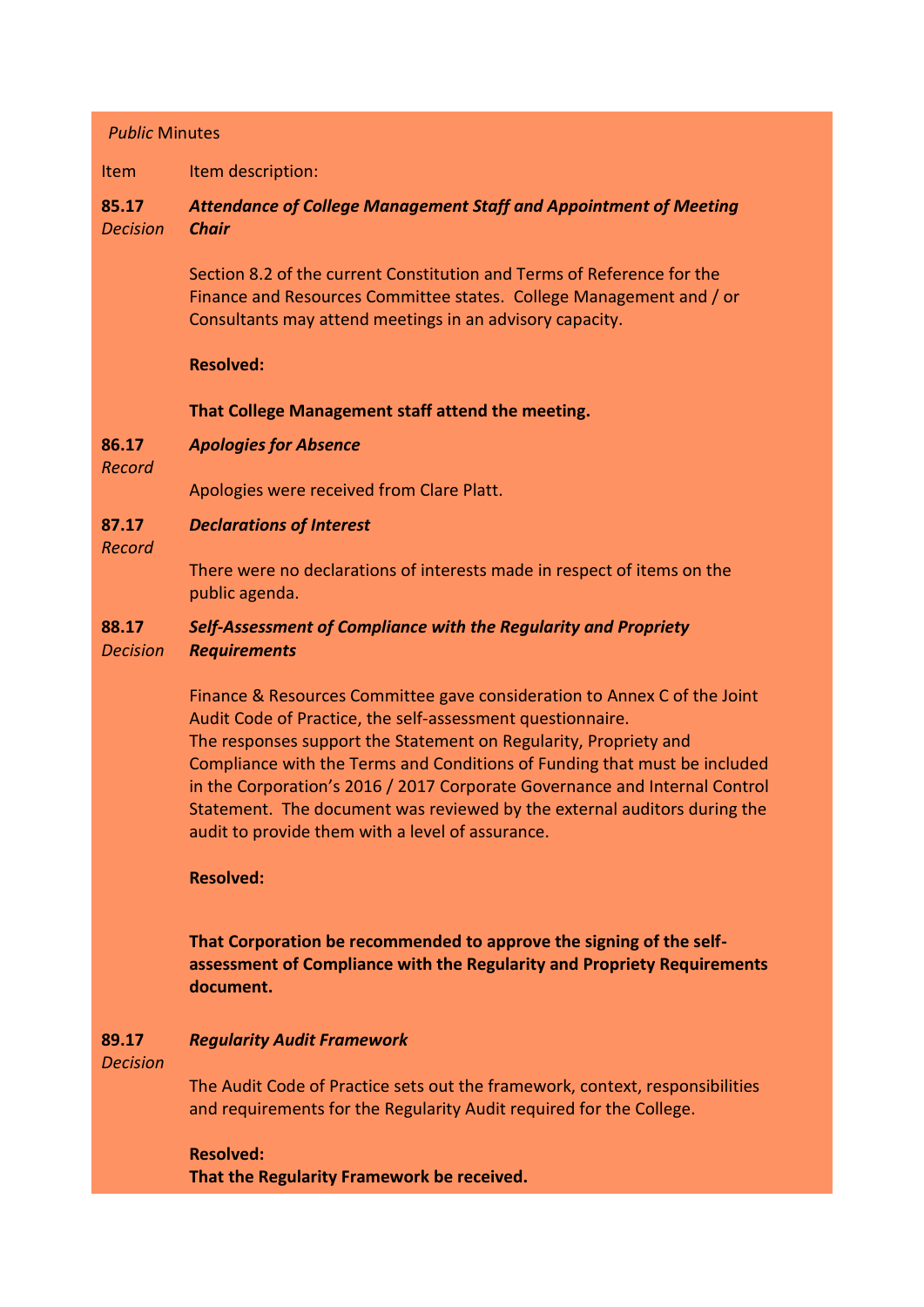*Public* Minutes

| Item | Item description: |
|---|---|
| **85.17** *Decision* | ***Attendance of College Management Staff and Appointment of Meeting Chair***<br><br>Section 8.2 of the current Constitution and Terms of Reference for the Finance and Resources Committee states. College Management and / or Consultants may attend meetings in an advisory capacity.<br><br>**Resolved:**<br><br>**That College Management staff attend the meeting.** |
| **86.17** *Record* | ***Apologies for Absence***<br><br>Apologies were received from Clare Platt. |
| **87.17** *Record* | ***Declarations of Interest***<br><br>There were no declarations of interests made in respect of items on the public agenda. |
| **88.17** *Decision* | ***Self-Assessment of Compliance with the Regularity and Propriety Requirements***<br><br>Finance & Resources Committee gave consideration to Annex C of the Joint Audit Code of Practice, the self-assessment questionnaire.<br>The responses support the Statement on Regularity, Propriety and Compliance with the Terms and Conditions of Funding that must be included in the Corporation's 2016 / 2017 Corporate Governance and Internal Control Statement. The document was reviewed by the external auditors during the audit to provide them with a level of assurance.<br><br>**Resolved:**<br><br>**That Corporation be recommended to approve the signing of the self-assessment of Compliance with the Regularity and Propriety Requirements document.** |
| **89.17** *Decision* | ***Regularity Audit Framework***<br><br>The Audit Code of Practice sets out the framework, context, responsibilities and requirements for the Regularity Audit required for the College.<br><br>**Resolved:**<br>**That the Regularity Framework be received.** |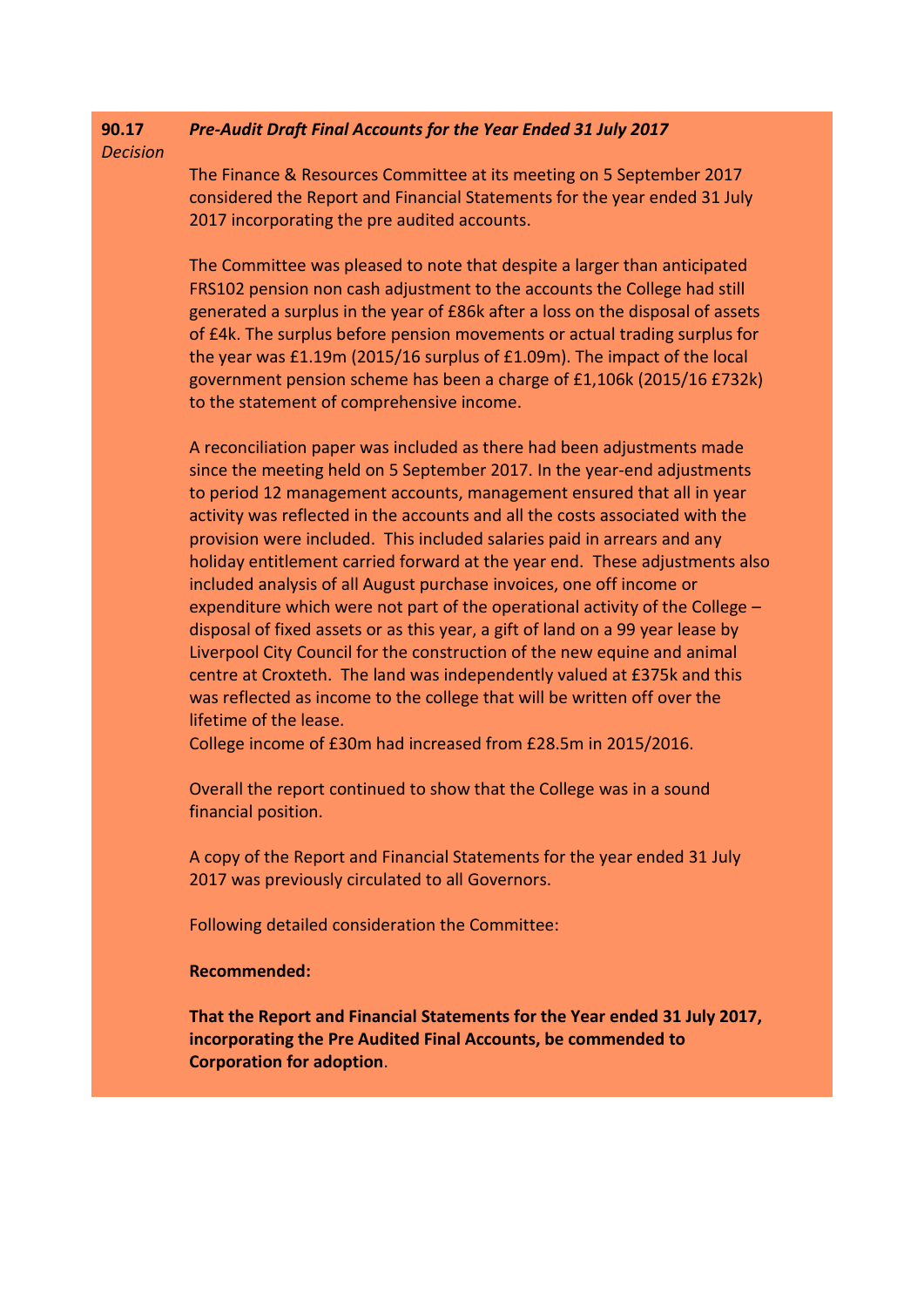**90.17** ***Pre-Audit Draft Final Accounts for the Year Ended 31 July 2017***
*Decision*

The Finance & Resources Committee at its meeting on 5 September 2017 considered the Report and Financial Statements for the year ended 31 July 2017 incorporating the pre audited accounts.

The Committee was pleased to note that despite a larger than anticipated FRS102 pension non cash adjustment to the accounts the College had still generated a surplus in the year of £86k after a loss on the disposal of assets of £4k. The surplus before pension movements or actual trading surplus for the year was £1.19m (2015/16 surplus of £1.09m). The impact of the local government pension scheme has been a charge of £1,106k (2015/16 £732k) to the statement of comprehensive income.

A reconciliation paper was included as there had been adjustments made since the meeting held on 5 September 2017. In the year-end adjustments to period 12 management accounts, management ensured that all in year activity was reflected in the accounts and all the costs associated with the provision were included. This included salaries paid in arrears and any holiday entitlement carried forward at the year end. These adjustments also included analysis of all August purchase invoices, one off income or expenditure which were not part of the operational activity of the College – disposal of fixed assets or as this year, a gift of land on a 99 year lease by Liverpool City Council for the construction of the new equine and animal centre at Croxteth. The land was independently valued at £375k and this was reflected as income to the college that will be written off over the lifetime of the lease.
College income of £30m had increased from £28.5m in 2015/2016.

Overall the report continued to show that the College was in a sound financial position.

A copy of the Report and Financial Statements for the year ended 31 July 2017 was previously circulated to all Governors.

Following detailed consideration the Committee:

**Recommended:**

**That the Report and Financial Statements for the Year ended 31 July 2017, incorporating the Pre Audited Final Accounts, be commended to Corporation for adoption**.